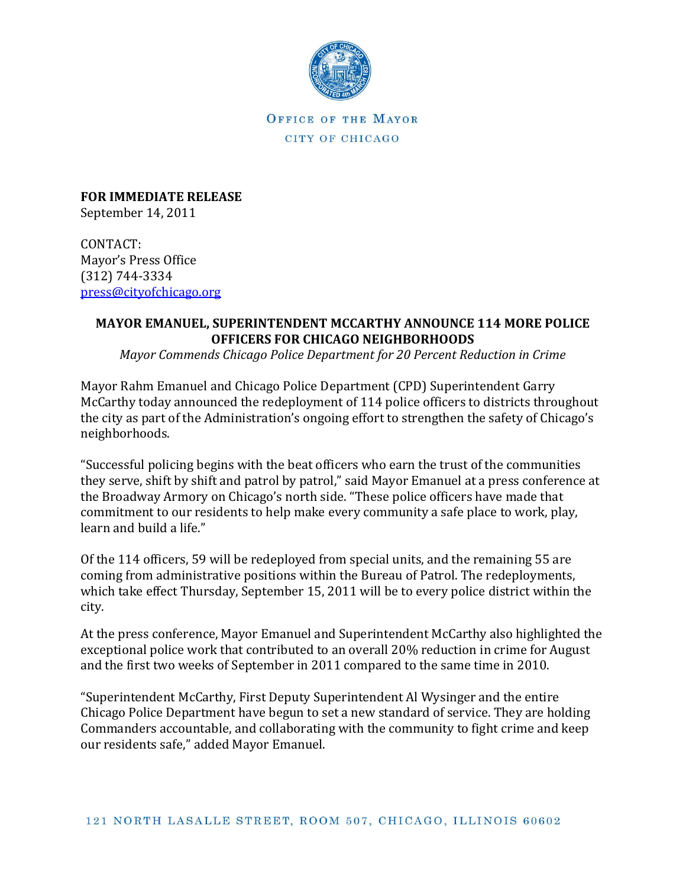OFFICE OF THE MAYOR

CITY OF CHICAGO

**FOR IMMEDIATE RELEASE**
September 14, 2011

CONTACT:
Mayor's Press Office
(312) 744-3334
press@cityofchicago.org

## MAYOR EMANUEL, SUPERINTENDENT MCCARTHY ANNOUNCE 114 MORE POLICE OFFICERS FOR CHICAGO NEIGHBORHOODS

*Mayor Commends Chicago Police Department for 20 Percent Reduction in Crime*

Mayor Rahm Emanuel and Chicago Police Department (CPD) Superintendent Garry McCarthy today announced the redeployment of 114 police officers to districts throughout the city as part of the Administration's ongoing effort to strengthen the safety of Chicago's neighborhoods.

"Successful policing begins with the beat officers who earn the trust of the communities they serve, shift by shift and patrol by patrol," said Mayor Emanuel at a press conference at the Broadway Armory on Chicago's north side. "These police officers have made that commitment to our residents to help make every community a safe place to work, play, learn and build a life."

Of the 114 officers, 59 will be redeployed from special units, and the remaining 55 are coming from administrative positions within the Bureau of Patrol. The redeployments, which take effect Thursday, September 15, 2011 will be to every police district within the city.

At the press conference, Mayor Emanuel and Superintendent McCarthy also highlighted the exceptional police work that contributed to an overall 20% reduction in crime for August and the first two weeks of September in 2011 compared to the same time in 2010.

"Superintendent McCarthy, First Deputy Superintendent Al Wysinger and the entire Chicago Police Department have begun to set a new standard of service. They are holding Commanders accountable, and collaborating with the community to fight crime and keep our residents safe," added Mayor Emanuel.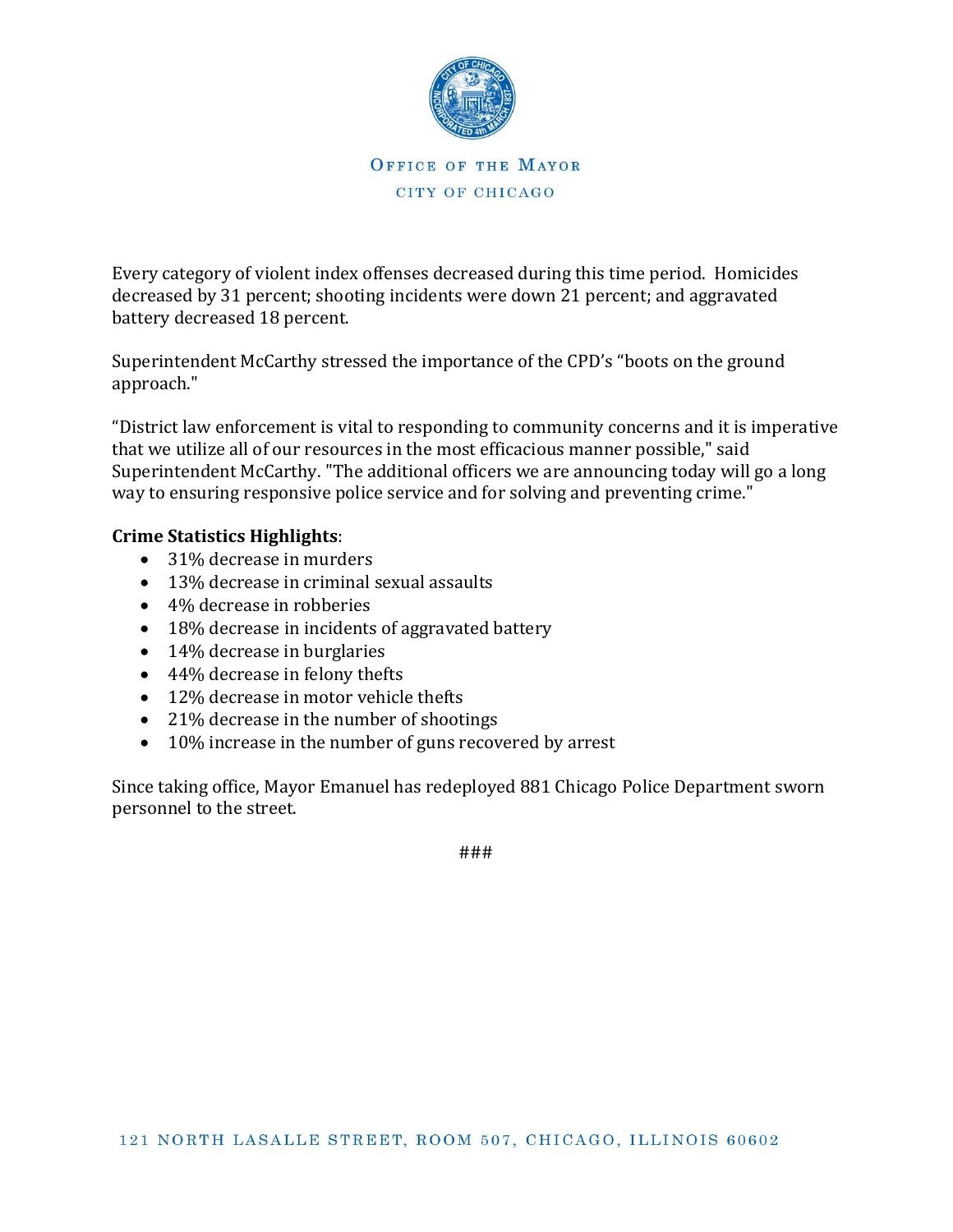OFFICE OF THE MAYOR

CITY OF CHICAGO

Every category of violent index offenses decreased during this time period. Homicides decreased by 31 percent; shooting incidents were down 21 percent; and aggravated battery decreased 18 percent.

Superintendent McCarthy stressed the importance of the CPD's "boots on the ground approach."

"District law enforcement is vital to responding to community concerns and it is imperative that we utilize all of our resources in the most efficacious manner possible," said Superintendent McCarthy. "The additional officers we are announcing today will go a long way to ensuring responsive police service and for solving and preventing crime."

**Crime Statistics Highlights**:

- 31% decrease in murders
- 13% decrease in criminal sexual assaults
- 4% decrease in robberies
- 18% decrease in incidents of aggravated battery
- 14% decrease in burglaries
- 44% decrease in felony thefts
- 12% decrease in motor vehicle thefts
- 21% decrease in the number of shootings
- 10% increase in the number of guns recovered by arrest

Since taking office, Mayor Emanuel has redeployed 881 Chicago Police Department sworn personnel to the street.

###

121 NORTH LASALLE STREET, ROOM 507, CHICAGO, ILLINOIS 60602